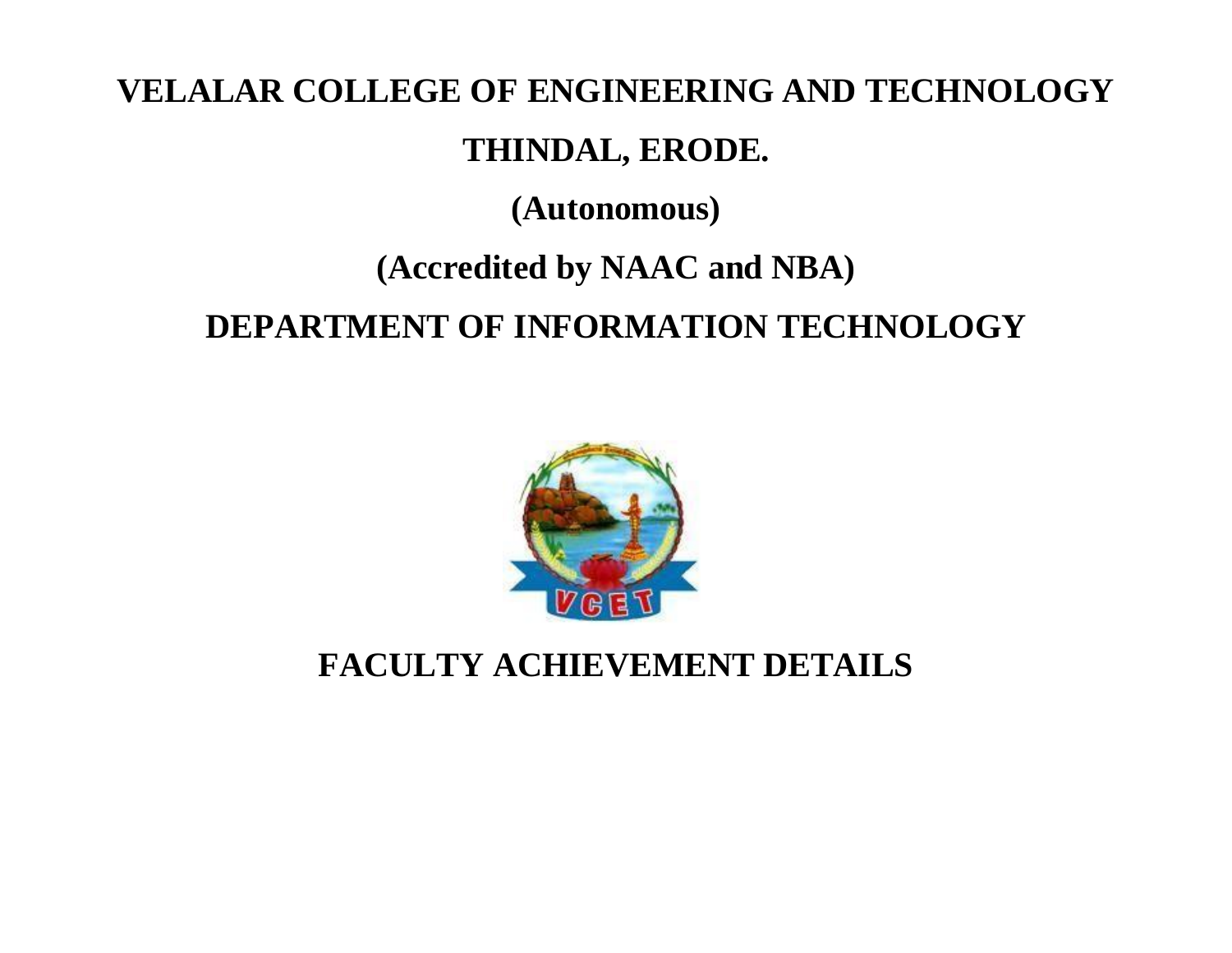# VELALAR COLLEGE OF ENGINEERING AND TECHNOLOGY

## THINDAL, ERODE.

## (Autonomous)

## (Accredited by NAAC and NBA)

## DEPARTMENT OF INFORMATION TECHNOLOGY

# FACULTY ACHIEVEMENT DETAILS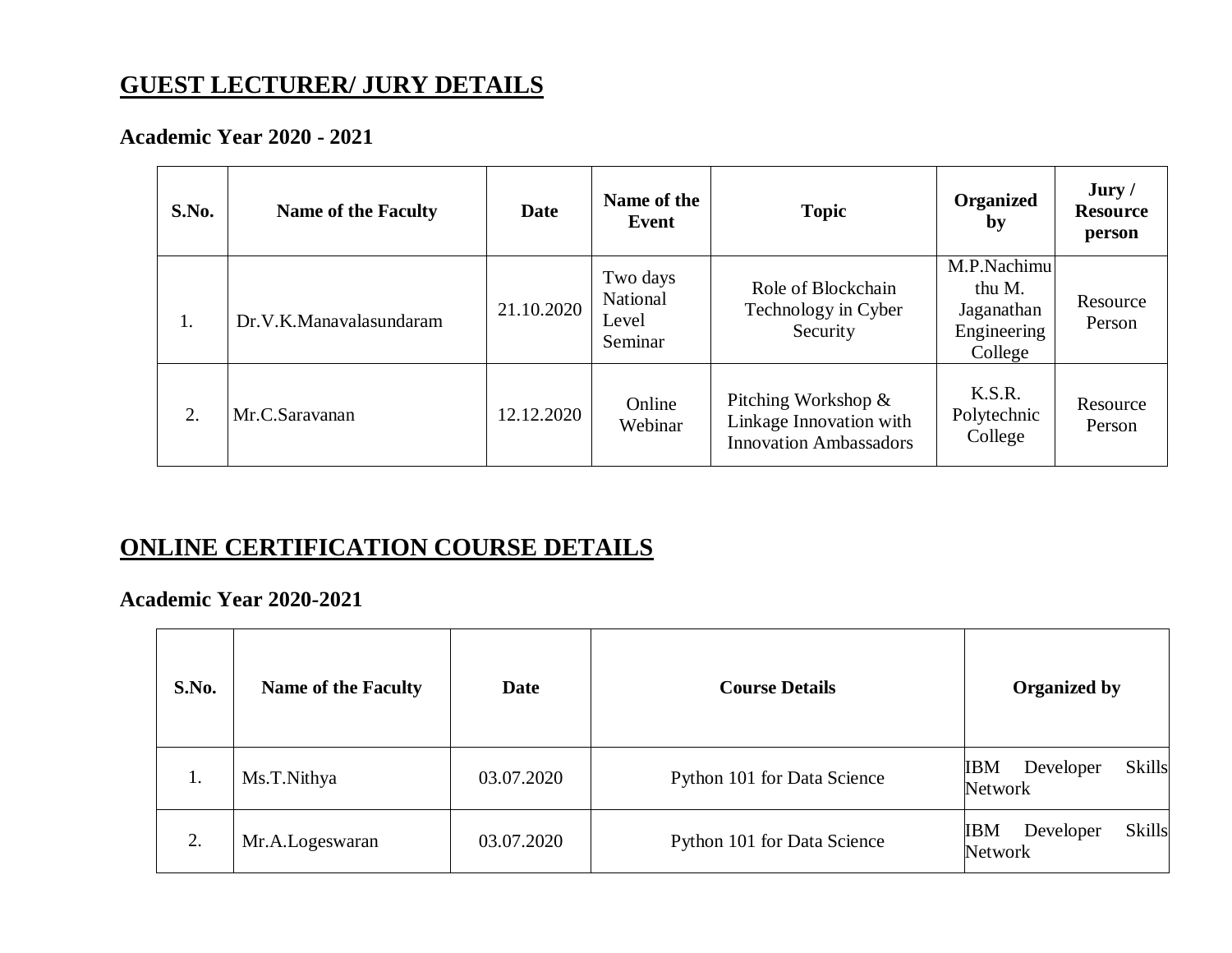## GUEST LECTURER/ JURY DETAILS

### Academic Year 2020 - 2021

| S.No. | Name of the Faculty | Date | Name of the Event | Topic | Organized by | Jury / Resource person |
|---|---|---|---|---|---|---|
| 1. | Dr.V.K.Manavalasundaram | 21.10.2020 | Two days National Level Seminar | Role of Blockchain Technology in Cyber Security | M.P.Nachimuthu M. Jaganathan Engineering College | Resource Person |
| 2. | Mr.C.Saravanan | 12.12.2020 | Online Webinar | Pitching Workshop & Linkage Innovation with Innovation Ambassadors | K.S.R. Polytechnic College | Resource Person |

## ONLINE CERTIFICATION COURSE DETAILS

### Academic Year 2020-2021

| S.No. | Name of the Faculty | Date | Course Details | Organized by |
|---|---|---|---|---|
| 1. | Ms.T.Nithya | 03.07.2020 | Python 101 for Data Science | IBM Developer Skills Network |
| 2. | Mr.A.Logeswaran | 03.07.2020 | Python 101 for Data Science | IBM Developer Skills Network |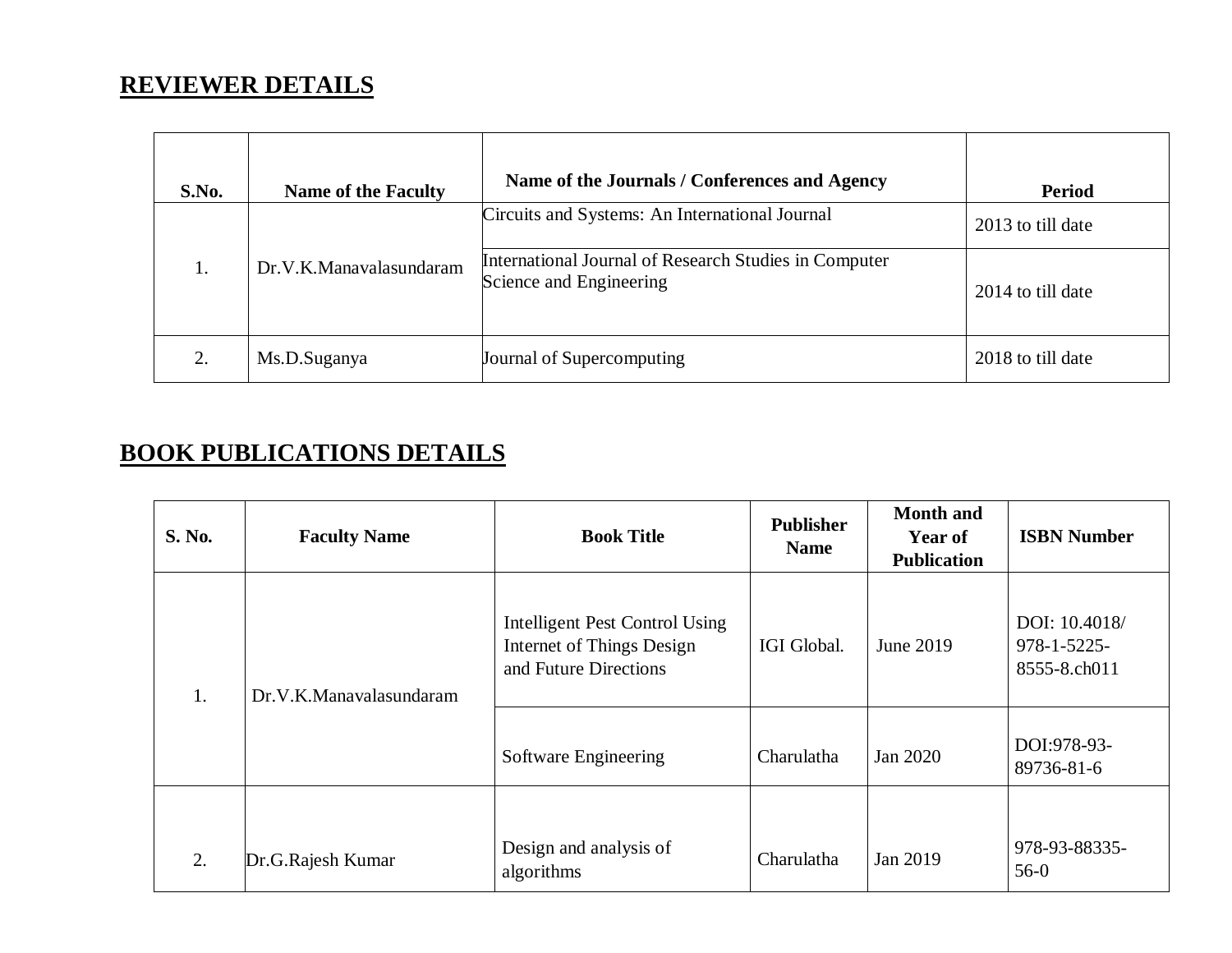## REVIEWER DETAILS

| S.No. | Name of the Faculty | Name of the Journals / Conferences and Agency | Period |
|---|---|---|---|
| 1. | Dr.V.K.Manavalasundaram | Circuits and Systems: An International Journal | 2013 to till date |
| | | International Journal of Research Studies in Computer Science and Engineering | 2014 to till date |
| 2. | Ms.D.Suganya | Journal of Supercomputing | 2018 to till date |

## BOOK PUBLICATIONS DETAILS

| S. No. | Faculty Name | Book Title | Publisher Name | Month and Year of Publication | ISBN Number |
|---|---|---|---|---|---|
| 1. | Dr.V.K.Manavalasundaram | Intelligent Pest Control Using Internet of Things Design and Future Directions | IGI Global. | June 2019 | DOI: 10.4018/ 978-1-5225-8555-8.ch011 |
| | | Software Engineering | Charulatha | Jan 2020 | DOI:978-93-89736-81-6 |
| 2. | Dr.G.Rajesh Kumar | Design and analysis of algorithms | Charulatha | Jan 2019 | 978-93-88335-56-0 |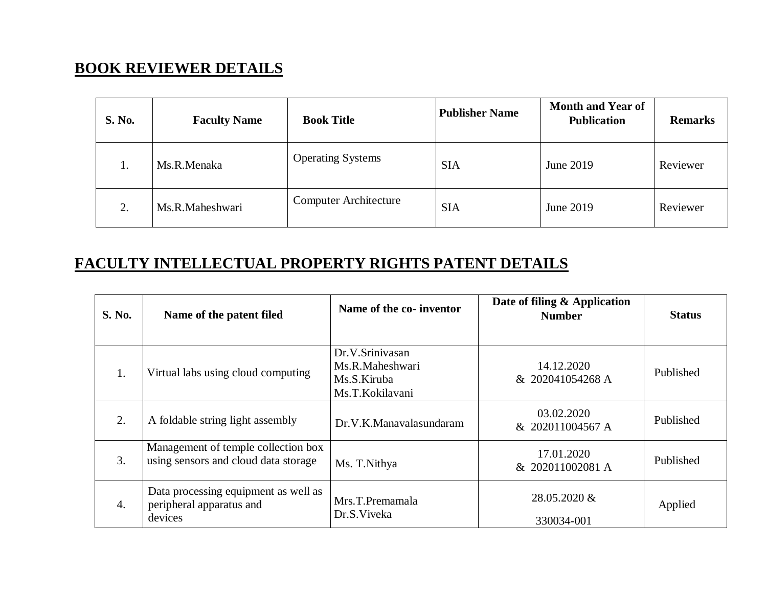## BOOK REVIEWER DETAILS

| S. No. | Faculty Name | Book Title | Publisher Name | Month and Year of Publication | Remarks |
|---|---|---|---|---|---|
| 1. | Ms.R.Menaka | Operating Systems | SIA | June 2019 | Reviewer |
| 2. | Ms.R.Maheshwari | Computer Architecture | SIA | June 2019 | Reviewer |

## FACULTY INTELLECTUAL PROPERTY RIGHTS PATENT DETAILS

| S. No. | Name of the patent filed | Name of the co- inventor | Date of filing & Application Number | Status |
|---|---|---|---|---|
| 1. | Virtual labs using cloud computing | Dr.V.Srinivasan<br>Ms.R.Maheshwari<br>Ms.S.Kiruba<br>Ms.T.Kokilavani | 14.12.2020<br>& 202041054268 A | Published |
| 2. | A foldable string light assembly | Dr.V.K.Manavalasundaram | 03.02.2020<br>& 202011004567 A | Published |
| 3. | Management of temple collection box using sensors and cloud data storage | Ms. T.Nithya | 17.01.2020<br>& 202011002081 A | Published |
| 4. | Data processing equipment as well as peripheral apparatus and devices | Mrs.T.Premamala<br>Dr.S.Viveka | 28.05.2020 &<br>330034-001 | Applied |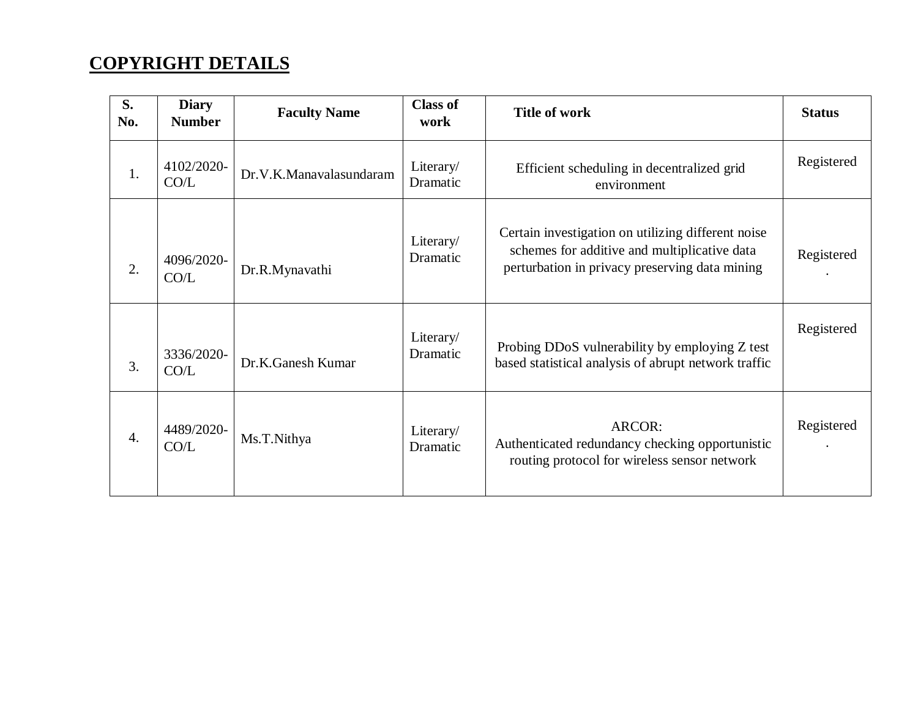## COPYRIGHT DETAILS

| S. No. | Diary Number | Faculty Name | Class of work | Title of work | Status |
|---|---|---|---|---|---|
| 1. | 4102/2020-CO/L | Dr.V.K.Manavalasundaram | Literary/ Dramatic | Efficient scheduling in decentralized grid environment | Registered |
| 2. | 4096/2020-CO/L | Dr.R.Mynavathi | Literary/ Dramatic | Certain investigation on utilizing different noise schemes for additive and multiplicative data perturbation in privacy preserving data mining | Registered. |
| 3. | 3336/2020-CO/L | Dr.K.Ganesh Kumar | Literary/ Dramatic | Probing DDoS vulnerability by employing Z test based statistical analysis of abrupt network traffic | Registered |
| 4. | 4489/2020-CO/L | Ms.T.Nithya | Literary/ Dramatic | ARCOR: Authenticated redundancy checking opportunistic routing protocol for wireless sensor network | Registered. |